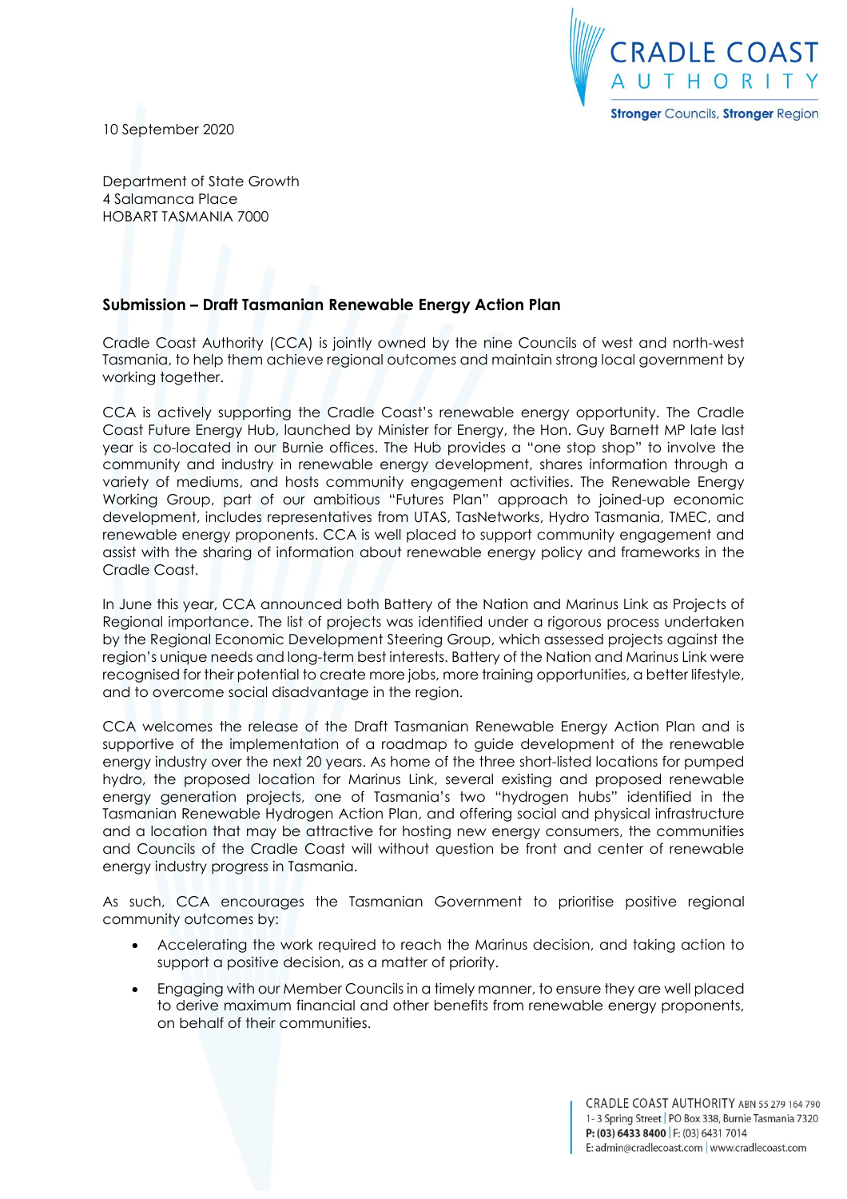10 September 2020

Department of State Growth
4 Salamanca Place
HOBART TASMANIA 7000

**Submission – Draft Tasmanian Renewable Energy Action Plan**

Cradle Coast Authority (CCA) is jointly owned by the nine Councils of west and north-west Tasmania, to help them achieve regional outcomes and maintain strong local government by working together.

CCA is actively supporting the Cradle Coast's renewable energy opportunity. The Cradle Coast Future Energy Hub, launched by Minister for Energy, the Hon. Guy Barnett MP late last year is co-located in our Burnie offices. The Hub provides a "one stop shop" to involve the community and industry in renewable energy development, shares information through a variety of mediums, and hosts community engagement activities. The Renewable Energy Working Group, part of our ambitious "Futures Plan" approach to joined-up economic development, includes representatives from UTAS, TasNetworks, Hydro Tasmania, TMEC, and renewable energy proponents. CCA is well placed to support community engagement and assist with the sharing of information about renewable energy policy and frameworks in the Cradle Coast.

In June this year, CCA announced both Battery of the Nation and Marinus Link as Projects of Regional importance. The list of projects was identified under a rigorous process undertaken by the Regional Economic Development Steering Group, which assessed projects against the region's unique needs and long-term best interests. Battery of the Nation and Marinus Link were recognised for their potential to create more jobs, more training opportunities, a better lifestyle, and to overcome social disadvantage in the region.

CCA welcomes the release of the Draft Tasmanian Renewable Energy Action Plan and is supportive of the implementation of a roadmap to guide development of the renewable energy industry over the next 20 years. As home of the three short-listed locations for pumped hydro, the proposed location for Marinus Link, several existing and proposed renewable energy generation projects, one of Tasmania's two "hydrogen hubs" identified in the Tasmanian Renewable Hydrogen Action Plan, and offering social and physical infrastructure and a location that may be attractive for hosting new energy consumers, the communities and Councils of the Cradle Coast will without question be front and center of renewable energy industry progress in Tasmania.

As such, CCA encourages the Tasmanian Government to prioritise positive regional community outcomes by:

- Accelerating the work required to reach the Marinus decision, and taking action to support a positive decision, as a matter of priority.
- Engaging with our Member Councils in a timely manner, to ensure they are well placed to derive maximum financial and other benefits from renewable energy proponents, on behalf of their communities.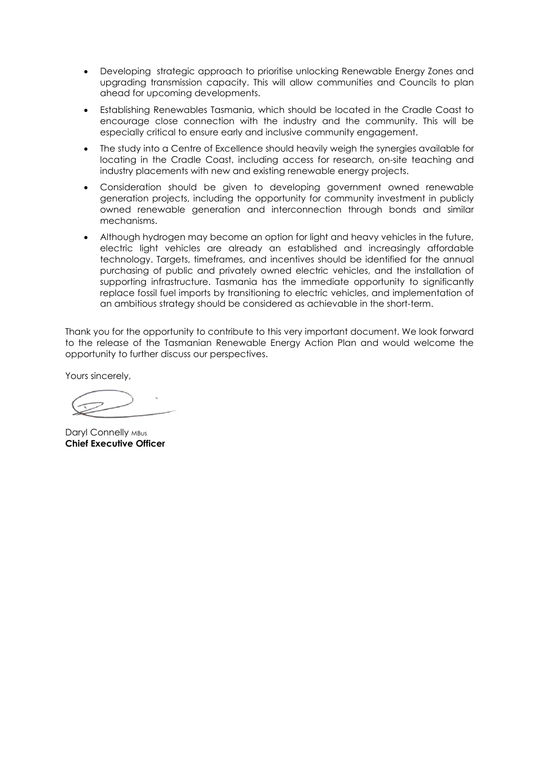- Developing strategic approach to prioritise unlocking Renewable Energy Zones and upgrading transmission capacity. This will allow communities and Councils to plan ahead for upcoming developments.
- Establishing Renewables Tasmania, which should be located in the Cradle Coast to encourage close connection with the industry and the community. This will be especially critical to ensure early and inclusive community engagement.
- The study into a Centre of Excellence should heavily weigh the synergies available for locating in the Cradle Coast, including access for research, on-site teaching and industry placements with new and existing renewable energy projects.
- Consideration should be given to developing government owned renewable generation projects, including the opportunity for community investment in publicly owned renewable generation and interconnection through bonds and similar mechanisms.
- Although hydrogen may become an option for light and heavy vehicles in the future, electric light vehicles are already an established and increasingly affordable technology. Targets, timeframes, and incentives should be identified for the annual purchasing of public and privately owned electric vehicles, and the installation of supporting infrastructure. Tasmania has the immediate opportunity to significantly replace fossil fuel imports by transitioning to electric vehicles, and implementation of an ambitious strategy should be considered as achievable in the short-term.

Thank you for the opportunity to contribute to this very important document. We look forward to the release of the Tasmanian Renewable Energy Action Plan and would welcome the opportunity to further discuss our perspectives.

Yours sincerely,

Daryl Connelly MBus
**Chief Executive Officer**